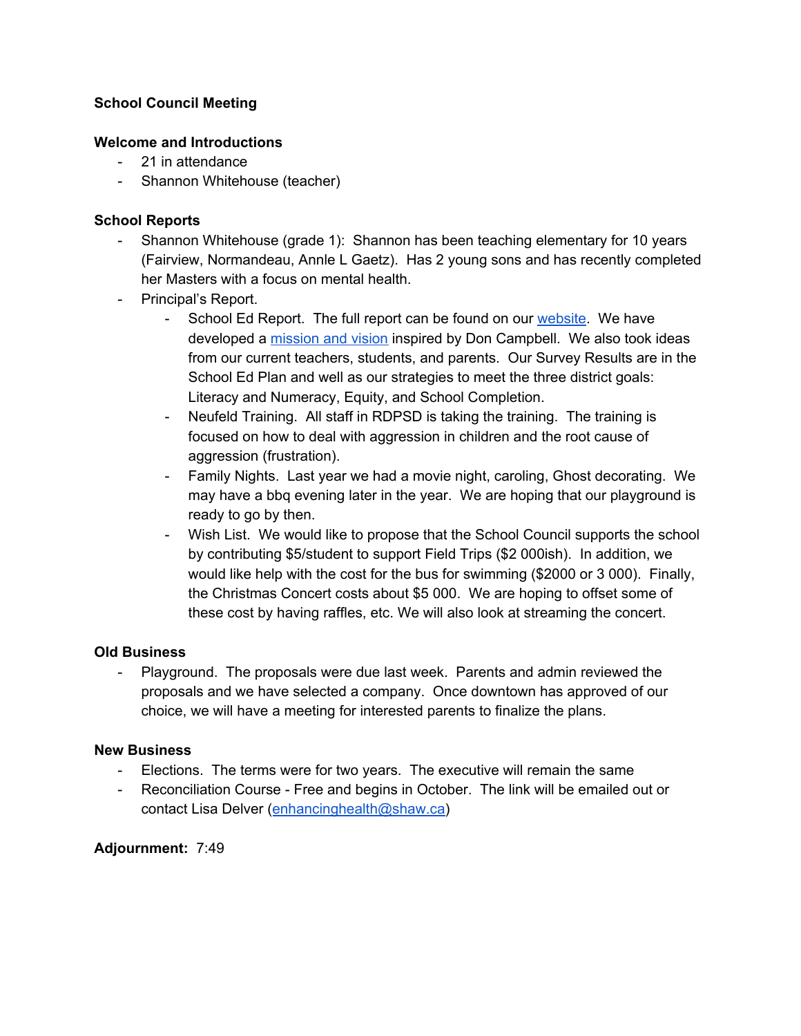**School Council Meeting**

**Welcome and Introductions**

- 21 in attendance
- Shannon Whitehouse (teacher)

**School Reports**

- Shannon Whitehouse (grade 1): Shannon has been teaching elementary for 10 years (Fairview, Normandeau, Annle L Gaetz). Has 2 young sons and has recently completed her Masters with a focus on mental health.
- Principal's Report.
  - School Ed Report. The full report can be found on our website. We have developed a mission and vision inspired by Don Campbell. We also took ideas from our current teachers, students, and parents. Our Survey Results are in the School Ed Plan and well as our strategies to meet the three district goals: Literacy and Numeracy, Equity, and School Completion.
  - Neufeld Training. All staff in RDPSD is taking the training. The training is focused on how to deal with aggression in children and the root cause of aggression (frustration).
  - Family Nights. Last year we had a movie night, caroling, Ghost decorating. We may have a bbq evening later in the year. We are hoping that our playground is ready to go by then.
  - Wish List. We would like to propose that the School Council supports the school by contributing $5/student to support Field Trips ($2 000ish). In addition, we would like help with the cost for the bus for swimming ($2000 or 3 000). Finally, the Christmas Concert costs about $5 000. We are hoping to offset some of these cost by having raffles, etc. We will also look at streaming the concert.

**Old Business**

- Playground. The proposals were due last week. Parents and admin reviewed the proposals and we have selected a company. Once downtown has approved of our choice, we will have a meeting for interested parents to finalize the plans.

**New Business**

- Elections. The terms were for two years. The executive will remain the same
- Reconciliation Course - Free and begins in October. The link will be emailed out or contact Lisa Delver (enhancinghealth@shaw.ca)

**Adjournment:** 7:49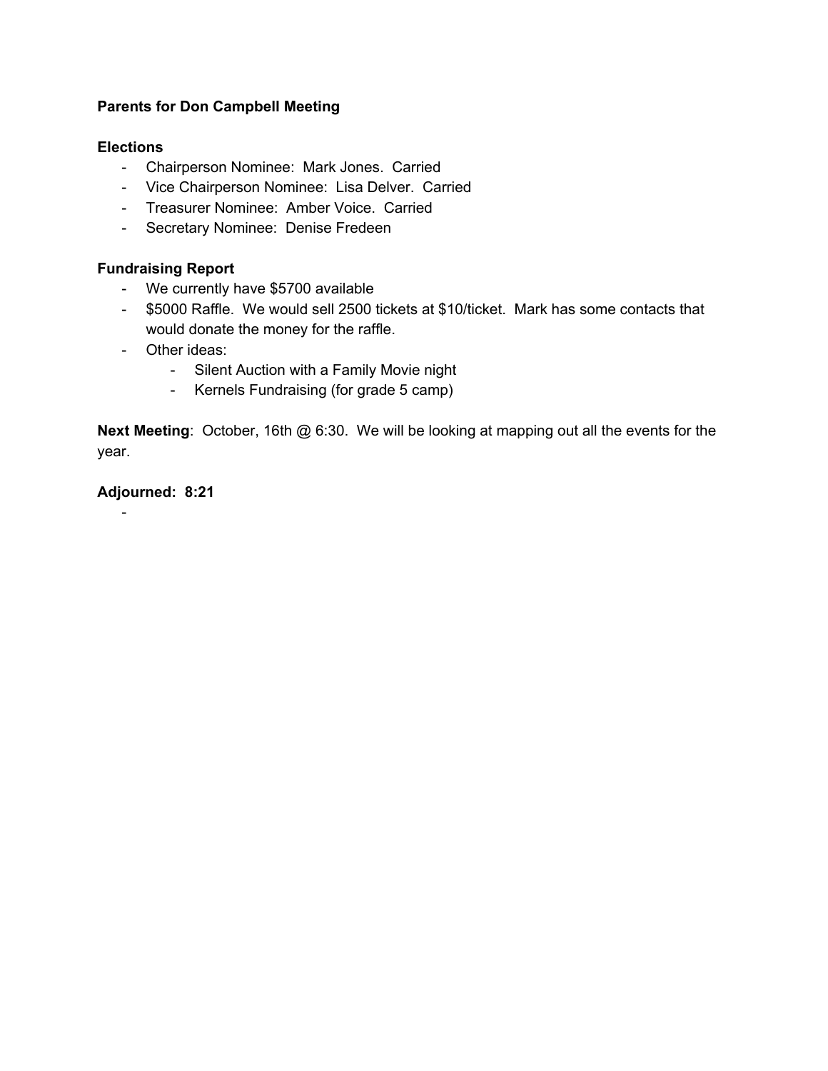**Parents for Don Campbell Meeting**

**Elections**

- Chairperson Nominee:  Mark Jones.  Carried
- Vice Chairperson Nominee:  Lisa Delver.  Carried
- Treasurer Nominee:  Amber Voice.  Carried
- Secretary Nominee:  Denise Fredeen

**Fundraising Report**

- We currently have $5700 available
- $5000 Raffle.  We would sell 2500 tickets at $10/ticket.  Mark has some contacts that would donate the money for the raffle.
- Other ideas:
    - Silent Auction with a Family Movie night
    - Kernels Fundraising (for grade 5 camp)

**Next Meeting**:  October, 16th @ 6:30.  We will be looking at mapping out all the events for the year.

**Adjourned:  8:21**

-